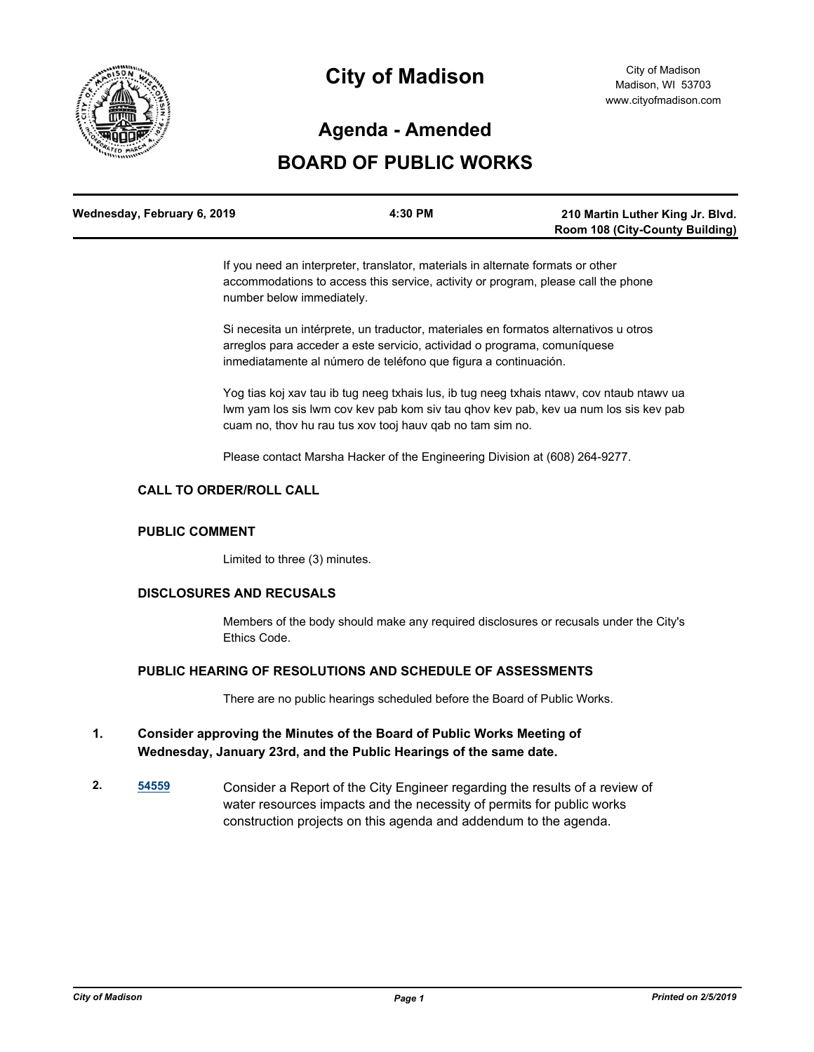# City of Madison

City of Madison
Madison, WI 53703
www.cityofmadison.com

## Agenda - Amended

## BOARD OF PUBLIC WORKS

| Wednesday, February 6, 2019 | 4:30 PM | 210 Martin Luther King Jr. Blvd. Room 108 (City-County Building) |
|---|---|---|

If you need an interpreter, translator, materials in alternate formats or other accommodations to access this service, activity or program, please call the phone number below immediately.

Si necesita un intérprete, un traductor, materiales en formatos alternativos u otros arreglos para acceder a este servicio, actividad o programa, comuníquese inmediatamente al número de teléfono que figura a continuación.

Yog tias koj xav tau ib tug neeg txhais lus, ib tug neeg txhais ntawv, cov ntaub ntawv ua lwm yam los sis lwm cov kev pab kom siv tau qhov kev pab, kev ua num los sis kev pab cuam no, thov hu rau tus xov tooj hauv qab no tam sim no.

Please contact Marsha Hacker of the Engineering Division at (608) 264-9277.

### CALL TO ORDER/ROLL CALL

### PUBLIC COMMENT

Limited to three (3) minutes.

### DISCLOSURES AND RECUSALS

Members of the body should make any required disclosures or recusals under the City's Ethics Code.

### PUBLIC HEARING OF RESOLUTIONS AND SCHEDULE OF ASSESSMENTS

There are no public hearings scheduled before the Board of Public Works.

**1. Consider approving the Minutes of the Board of Public Works Meeting of Wednesday, January 23rd, and the Public Hearings of the same date.**

**2.** 54559 — Consider a Report of the City Engineer regarding the results of a review of water resources impacts and the necessity of permits for public works construction projects on this agenda and addendum to the agenda.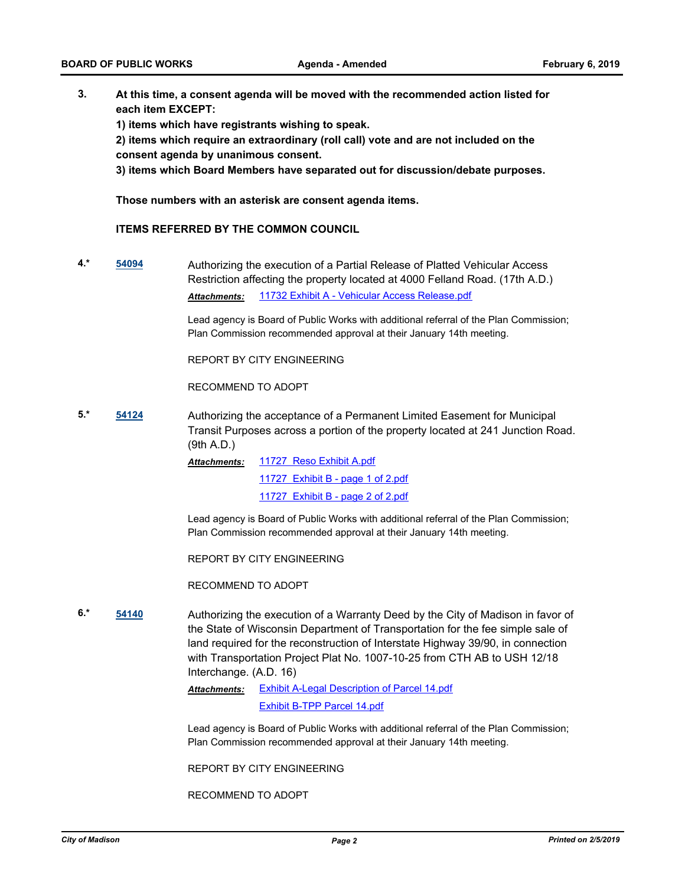**3.** **At this time, a consent agenda will be moved with the recommended action listed for each item EXCEPT:**

**1) items which have registrants wishing to speak.**

**2) items which require an extraordinary (roll call) vote and are not included on the consent agenda by unanimous consent.**

**3) items which Board Members have separated out for discussion/debate purposes.**

**Those numbers with an asterisk are consent agenda items.**

**ITEMS REFERRED BY THE COMMON COUNCIL**

**4.*** **54094** Authorizing the execution of a Partial Release of Platted Vehicular Access Restriction affecting the property located at 4000 Felland Road. (17th A.D.)

*Attachments:* 11732 Exhibit A - Vehicular Access Release.pdf

Lead agency is Board of Public Works with additional referral of the Plan Commission; Plan Commission recommended approval at their January 14th meeting.

REPORT BY CITY ENGINEERING

RECOMMEND TO ADOPT

**5.*** **54124** Authorizing the acceptance of a Permanent Limited Easement for Municipal Transit Purposes across a portion of the property located at 241 Junction Road. (9th A.D.)

*Attachments:* 11727 Reso Exhibit A.pdf
11727 Exhibit B - page 1 of 2.pdf
11727 Exhibit B - page 2 of 2.pdf

Lead agency is Board of Public Works with additional referral of the Plan Commission; Plan Commission recommended approval at their January 14th meeting.

REPORT BY CITY ENGINEERING

RECOMMEND TO ADOPT

**6.*** **54140** Authorizing the execution of a Warranty Deed by the City of Madison in favor of the State of Wisconsin Department of Transportation for the fee simple sale of land required for the reconstruction of Interstate Highway 39/90, in connection with Transportation Project Plat No. 1007-10-25 from CTH AB to USH 12/18 Interchange. (A.D. 16)

*Attachments:* Exhibit A-Legal Description of Parcel 14.pdf
Exhibit B-TPP Parcel 14.pdf

Lead agency is Board of Public Works with additional referral of the Plan Commission; Plan Commission recommended approval at their January 14th meeting.

REPORT BY CITY ENGINEERING

RECOMMEND TO ADOPT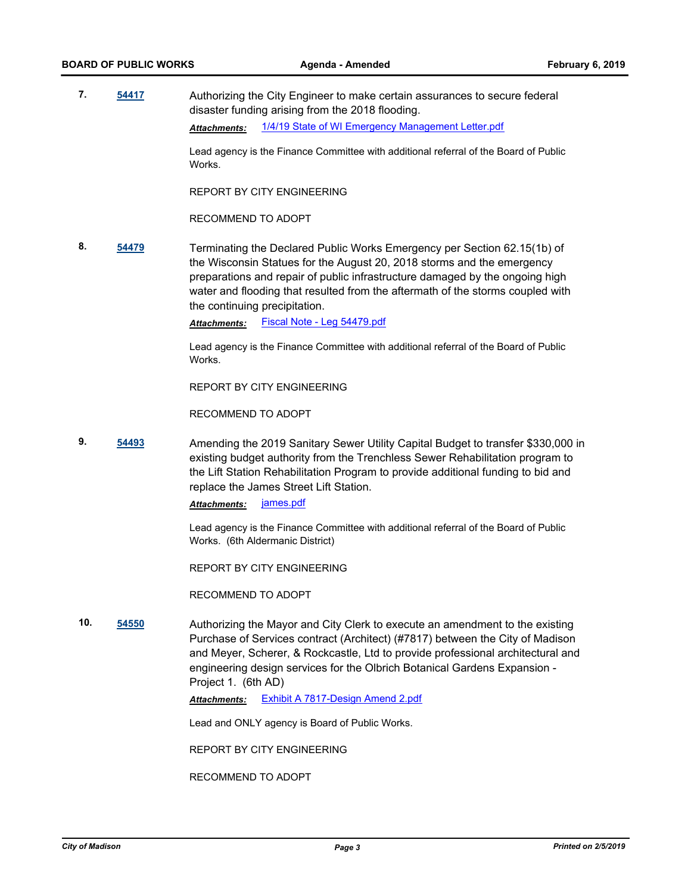**7.** **54417** Authorizing the City Engineer to make certain assurances to secure federal disaster funding arising from the 2018 flooding.

***Attachments:*** 1/4/19 State of WI Emergency Management Letter.pdf

Lead agency is the Finance Committee with additional referral of the Board of Public Works.

REPORT BY CITY ENGINEERING

RECOMMEND TO ADOPT

**8.** **54479** Terminating the Declared Public Works Emergency per Section 62.15(1b) of the Wisconsin Statues for the August 20, 2018 storms and the emergency preparations and repair of public infrastructure damaged by the ongoing high water and flooding that resulted from the aftermath of the storms coupled with the continuing precipitation.

***Attachments:*** Fiscal Note - Leg 54479.pdf

Lead agency is the Finance Committee with additional referral of the Board of Public Works.

REPORT BY CITY ENGINEERING

RECOMMEND TO ADOPT

**9.** **54493** Amending the 2019 Sanitary Sewer Utility Capital Budget to transfer $330,000 in existing budget authority from the Trenchless Sewer Rehabilitation program to the Lift Station Rehabilitation Program to provide additional funding to bid and replace the James Street Lift Station.

***Attachments:*** james.pdf

Lead agency is the Finance Committee with additional referral of the Board of Public Works. (6th Aldermanic District)

REPORT BY CITY ENGINEERING

RECOMMEND TO ADOPT

**10.** **54550** Authorizing the Mayor and City Clerk to execute an amendment to the existing Purchase of Services contract (Architect) (#7817) between the City of Madison and Meyer, Scherer, & Rockcastle, Ltd to provide professional architectural and engineering design services for the Olbrich Botanical Gardens Expansion - Project 1. (6th AD)

***Attachments:*** Exhibit A 7817-Design Amend 2.pdf

Lead and ONLY agency is Board of Public Works.

REPORT BY CITY ENGINEERING

RECOMMEND TO ADOPT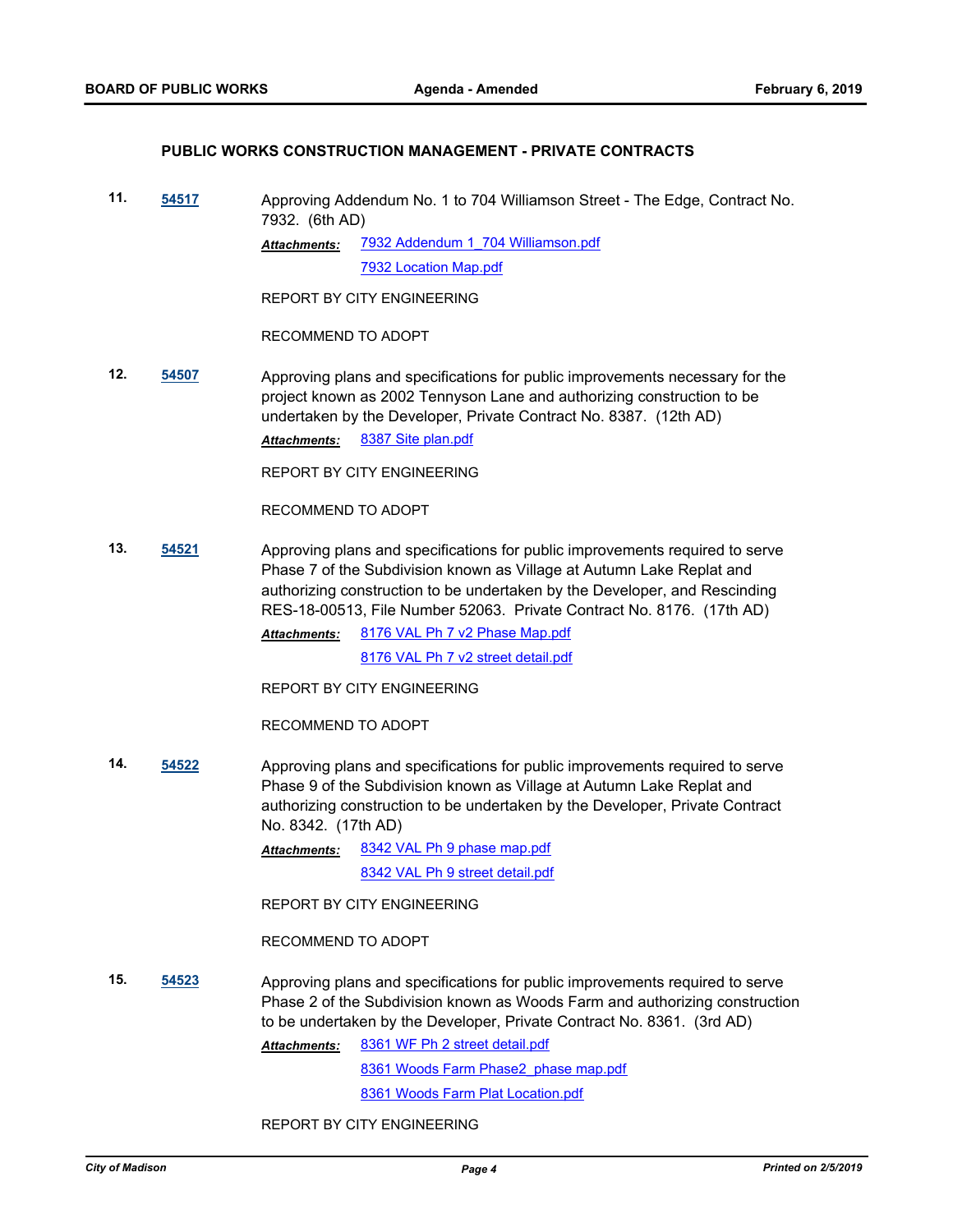### PUBLIC WORKS CONSTRUCTION MANAGEMENT - PRIVATE CONTRACTS

**11.** **54517** Approving Addendum No. 1 to 704 Williamson Street - The Edge, Contract No. 7932. (6th AD)

***Attachments:*** 7932 Addendum 1_704 Williamson.pdf
7932 Location Map.pdf

REPORT BY CITY ENGINEERING

RECOMMEND TO ADOPT

**12.** **54507** Approving plans and specifications for public improvements necessary for the project known as 2002 Tennyson Lane and authorizing construction to be undertaken by the Developer, Private Contract No. 8387. (12th AD)

***Attachments:*** 8387 Site plan.pdf

REPORT BY CITY ENGINEERING

RECOMMEND TO ADOPT

**13.** **54521** Approving plans and specifications for public improvements required to serve Phase 7 of the Subdivision known as Village at Autumn Lake Replat and authorizing construction to be undertaken by the Developer, and Rescinding RES-18-00513, File Number 52063. Private Contract No. 8176. (17th AD)

***Attachments:*** 8176 VAL Ph 7 v2 Phase Map.pdf
8176 VAL Ph 7 v2 street detail.pdf

REPORT BY CITY ENGINEERING

RECOMMEND TO ADOPT

**14.** **54522** Approving plans and specifications for public improvements required to serve Phase 9 of the Subdivision known as Village at Autumn Lake Replat and authorizing construction to be undertaken by the Developer, Private Contract No. 8342. (17th AD)

***Attachments:*** 8342 VAL Ph 9 phase map.pdf
8342 VAL Ph 9 street detail.pdf

REPORT BY CITY ENGINEERING

RECOMMEND TO ADOPT

**15.** **54523** Approving plans and specifications for public improvements required to serve Phase 2 of the Subdivision known as Woods Farm and authorizing construction to be undertaken by the Developer, Private Contract No. 8361. (3rd AD)

***Attachments:*** 8361 WF Ph 2 street detail.pdf
8361 Woods Farm Phase2_phase map.pdf
8361 Woods Farm Plat Location.pdf

REPORT BY CITY ENGINEERING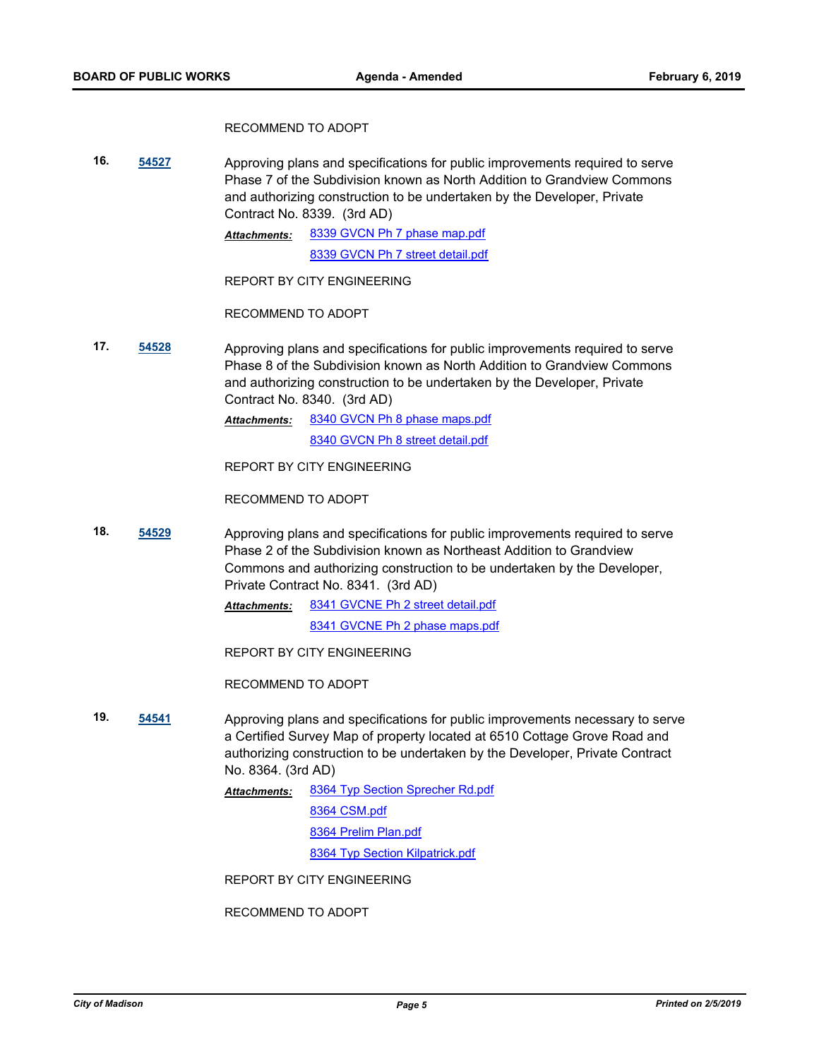RECOMMEND TO ADOPT

**16.** **54527** Approving plans and specifications for public improvements required to serve Phase 7 of the Subdivision known as North Addition to Grandview Commons and authorizing construction to be undertaken by the Developer, Private Contract No. 8339. (3rd AD)

***Attachments:*** 8339 GVCN Ph 7 phase map.pdf
8339 GVCN Ph 7 street detail.pdf

REPORT BY CITY ENGINEERING

RECOMMEND TO ADOPT

**17.** **54528** Approving plans and specifications for public improvements required to serve Phase 8 of the Subdivision known as North Addition to Grandview Commons and authorizing construction to be undertaken by the Developer, Private Contract No. 8340. (3rd AD)

***Attachments:*** 8340 GVCN Ph 8 phase maps.pdf
8340 GVCN Ph 8 street detail.pdf

REPORT BY CITY ENGINEERING

RECOMMEND TO ADOPT

**18.** **54529** Approving plans and specifications for public improvements required to serve Phase 2 of the Subdivision known as Northeast Addition to Grandview Commons and authorizing construction to be undertaken by the Developer, Private Contract No. 8341. (3rd AD)

***Attachments:*** 8341 GVCNE Ph 2 street detail.pdf
8341 GVCNE Ph 2 phase maps.pdf

REPORT BY CITY ENGINEERING

RECOMMEND TO ADOPT

**19.** **54541** Approving plans and specifications for public improvements necessary to serve a Certified Survey Map of property located at 6510 Cottage Grove Road and authorizing construction to be undertaken by the Developer, Private Contract No. 8364. (3rd AD)

***Attachments:*** 8364 Typ Section Sprecher Rd.pdf
8364 CSM.pdf
8364 Prelim Plan.pdf
8364 Typ Section Kilpatrick.pdf

REPORT BY CITY ENGINEERING

RECOMMEND TO ADOPT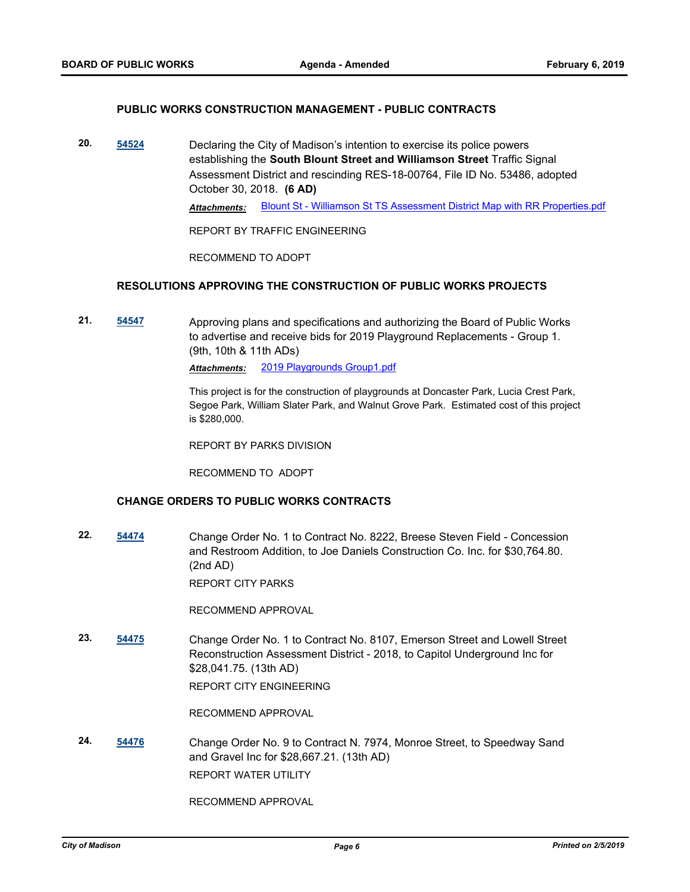### PUBLIC WORKS CONSTRUCTION MANAGEMENT - PUBLIC CONTRACTS

**20.** **54524** Declaring the City of Madison's intention to exercise its police powers establishing the **South Blount Street and Williamson Street** Traffic Signal Assessment District and rescinding RES-18-00764, File ID No. 53486, adopted October 30, 2018. **(6 AD)**

***Attachments:*** Blount St - Williamson St TS Assessment District Map with RR Properties.pdf

REPORT BY TRAFFIC ENGINEERING

RECOMMEND TO ADOPT

### RESOLUTIONS APPROVING THE CONSTRUCTION OF PUBLIC WORKS PROJECTS

**21.** **54547** Approving plans and specifications and authorizing the Board of Public Works to advertise and receive bids for 2019 Playground Replacements - Group 1. (9th, 10th & 11th ADs)

***Attachments:*** 2019 Playgrounds Group1.pdf

This project is for the construction of playgrounds at Doncaster Park, Lucia Crest Park, Segoe Park, William Slater Park, and Walnut Grove Park. Estimated cost of this project is $280,000.

REPORT BY PARKS DIVISION

RECOMMEND TO ADOPT

### CHANGE ORDERS TO PUBLIC WORKS CONTRACTS

**22.** **54474** Change Order No. 1 to Contract No. 8222, Breese Steven Field - Concession and Restroom Addition, to Joe Daniels Construction Co. Inc. for $30,764.80. (2nd AD)

REPORT CITY PARKS

RECOMMEND APPROVAL

**23.** **54475** Change Order No. 1 to Contract No. 8107, Emerson Street and Lowell Street Reconstruction Assessment District - 2018, to Capitol Underground Inc for $28,041.75. (13th AD)

REPORT CITY ENGINEERING

RECOMMEND APPROVAL

**24.** **54476** Change Order No. 9 to Contract N. 7974, Monroe Street, to Speedway Sand and Gravel Inc for $28,667.21. (13th AD)

REPORT WATER UTILITY

RECOMMEND APPROVAL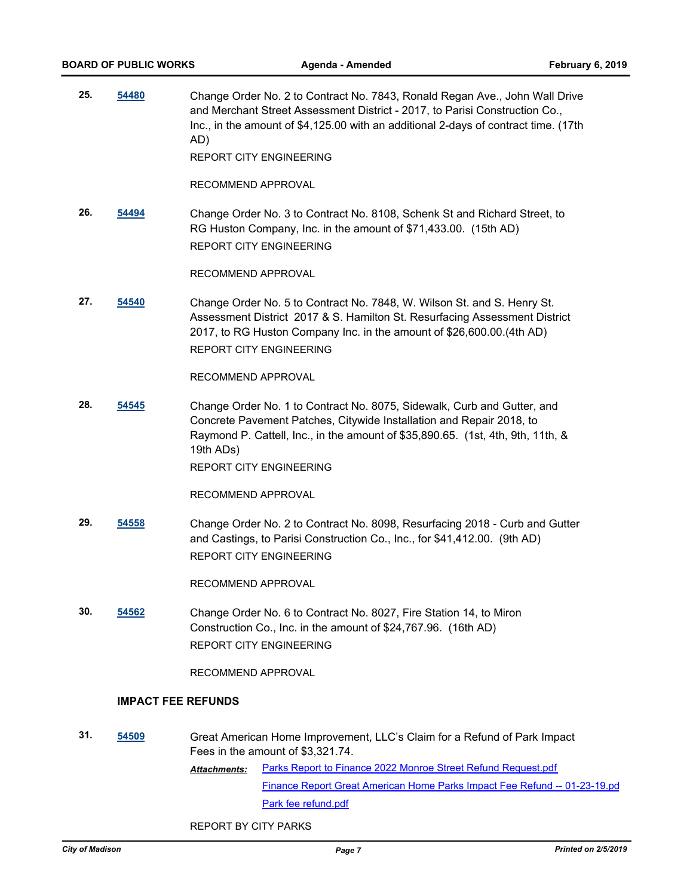**25.** **54480** Change Order No. 2 to Contract No. 7843, Ronald Regan Ave., John Wall Drive and Merchant Street Assessment District - 2017, to Parisi Construction Co., Inc., in the amount of $4,125.00 with an additional 2-days of contract time. (17th AD)

REPORT CITY ENGINEERING

RECOMMEND APPROVAL

**26.** **54494** Change Order No. 3 to Contract No. 8108, Schenk St and Richard Street, to RG Huston Company, Inc. in the amount of $71,433.00. (15th AD)

REPORT CITY ENGINEERING

RECOMMEND APPROVAL

**27.** **54540** Change Order No. 5 to Contract No. 7848, W. Wilson St. and S. Henry St. Assessment District 2017 & S. Hamilton St. Resurfacing Assessment District 2017, to RG Huston Company Inc. in the amount of $26,600.00.(4th AD)

REPORT CITY ENGINEERING

RECOMMEND APPROVAL

**28.** **54545** Change Order No. 1 to Contract No. 8075, Sidewalk, Curb and Gutter, and Concrete Pavement Patches, Citywide Installation and Repair 2018, to Raymond P. Cattell, Inc., in the amount of $35,890.65. (1st, 4th, 9th, 11th, & 19th ADs)

REPORT CITY ENGINEERING

RECOMMEND APPROVAL

**29.** **54558** Change Order No. 2 to Contract No. 8098, Resurfacing 2018 - Curb and Gutter and Castings, to Parisi Construction Co., Inc., for $41,412.00. (9th AD)

REPORT CITY ENGINEERING

RECOMMEND APPROVAL

**30.** **54562** Change Order No. 6 to Contract No. 8027, Fire Station 14, to Miron Construction Co., Inc. in the amount of $24,767.96. (16th AD)

REPORT CITY ENGINEERING

RECOMMEND APPROVAL

**IMPACT FEE REFUNDS**

**31.** **54509** Great American Home Improvement, LLC's Claim for a Refund of Park Impact Fees in the amount of $3,321.74.

*Attachments:* Parks Report to Finance 2022 Monroe Street Refund Request.pdf
Finance Report Great American Home Parks Impact Fee Refund -- 01-23-19.pd
Park fee refund.pdf

REPORT BY CITY PARKS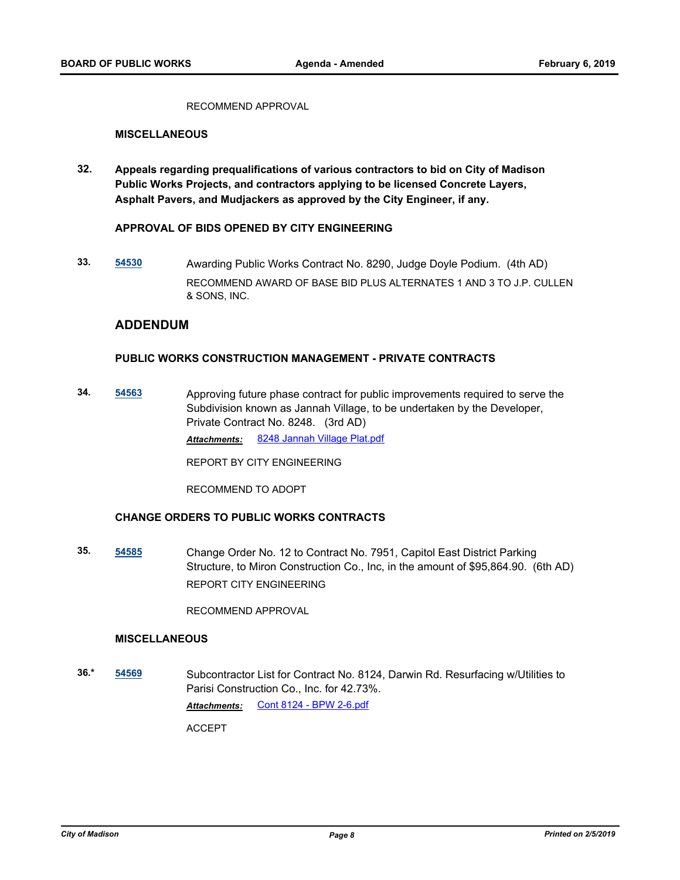RECOMMEND APPROVAL

**MISCELLANEOUS**

**32.** **Appeals regarding prequalifications of various contractors to bid on City of Madison Public Works Projects, and contractors applying to be licensed Concrete Layers, Asphalt Pavers, and Mudjackers as approved by the City Engineer, if any.**

**APPROVAL OF BIDS OPENED BY CITY ENGINEERING**

**33.** [54530] Awarding Public Works Contract No. 8290, Judge Doyle Podium. (4th AD)

RECOMMEND AWARD OF BASE BID PLUS ALTERNATES 1 AND 3 TO J.P. CULLEN & SONS, INC.

## ADDENDUM

**PUBLIC WORKS CONSTRUCTION MANAGEMENT - PRIVATE CONTRACTS**

**34.** [54563] Approving future phase contract for public improvements required to serve the Subdivision known as Jannah Village, to be undertaken by the Developer, Private Contract No. 8248. (3rd AD)

***Attachments:*** 8248 Jannah Village Plat.pdf

REPORT BY CITY ENGINEERING

RECOMMEND TO ADOPT

**CHANGE ORDERS TO PUBLIC WORKS CONTRACTS**

**35.** [54585] Change Order No. 12 to Contract No. 7951, Capitol East District Parking Structure, to Miron Construction Co., Inc, in the amount of $95,864.90. (6th AD)

REPORT CITY ENGINEERING

RECOMMEND APPROVAL

**MISCELLANEOUS**

**36.*** [54569] Subcontractor List for Contract No. 8124, Darwin Rd. Resurfacing w/Utilities to Parisi Construction Co., Inc. for 42.73%.

***Attachments:*** Cont 8124 - BPW 2-6.pdf

ACCEPT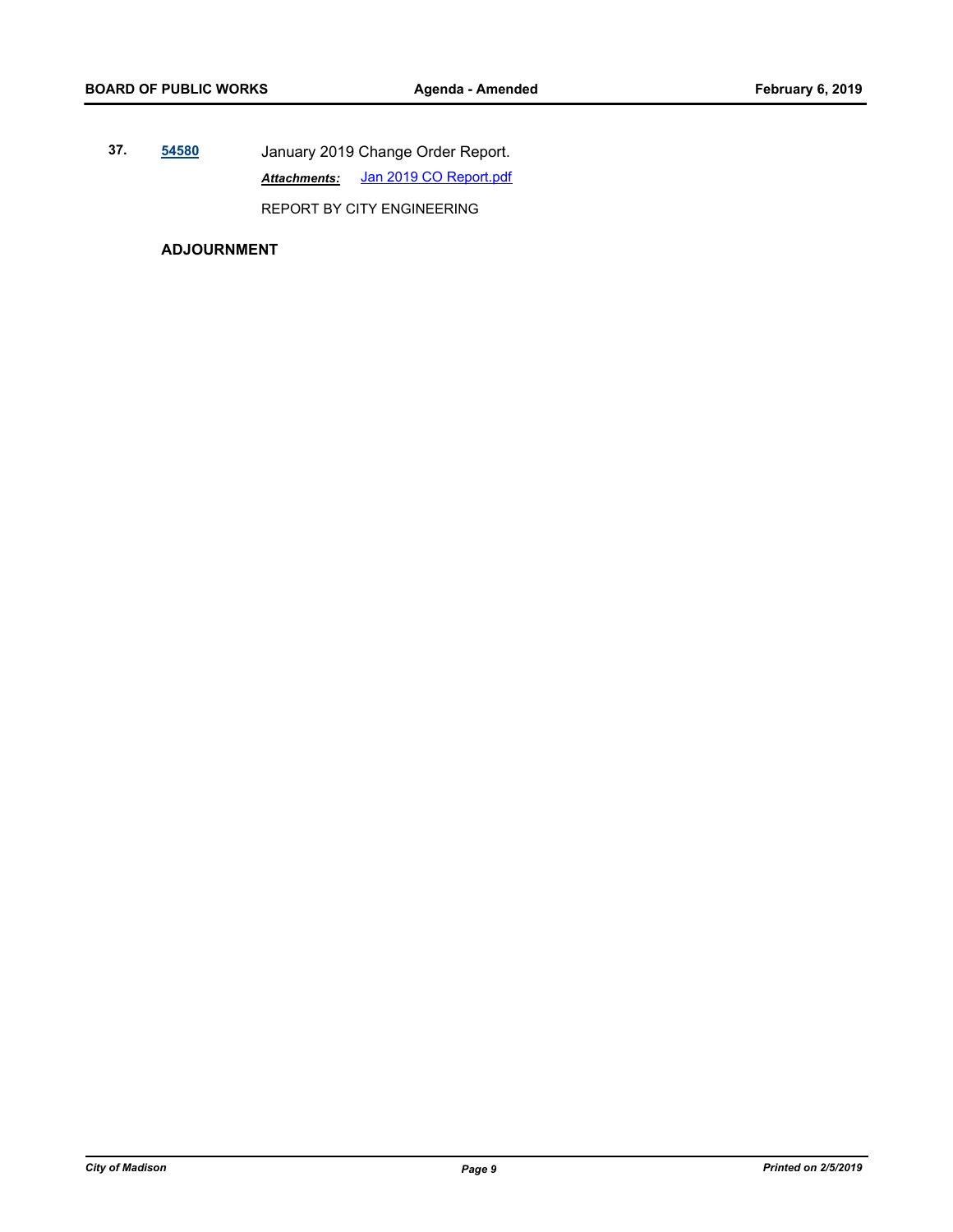37. **54580** January 2019 Change Order Report.

***Attachments:*** Jan 2019 CO Report.pdf

REPORT BY CITY ENGINEERING

**ADJOURNMENT**